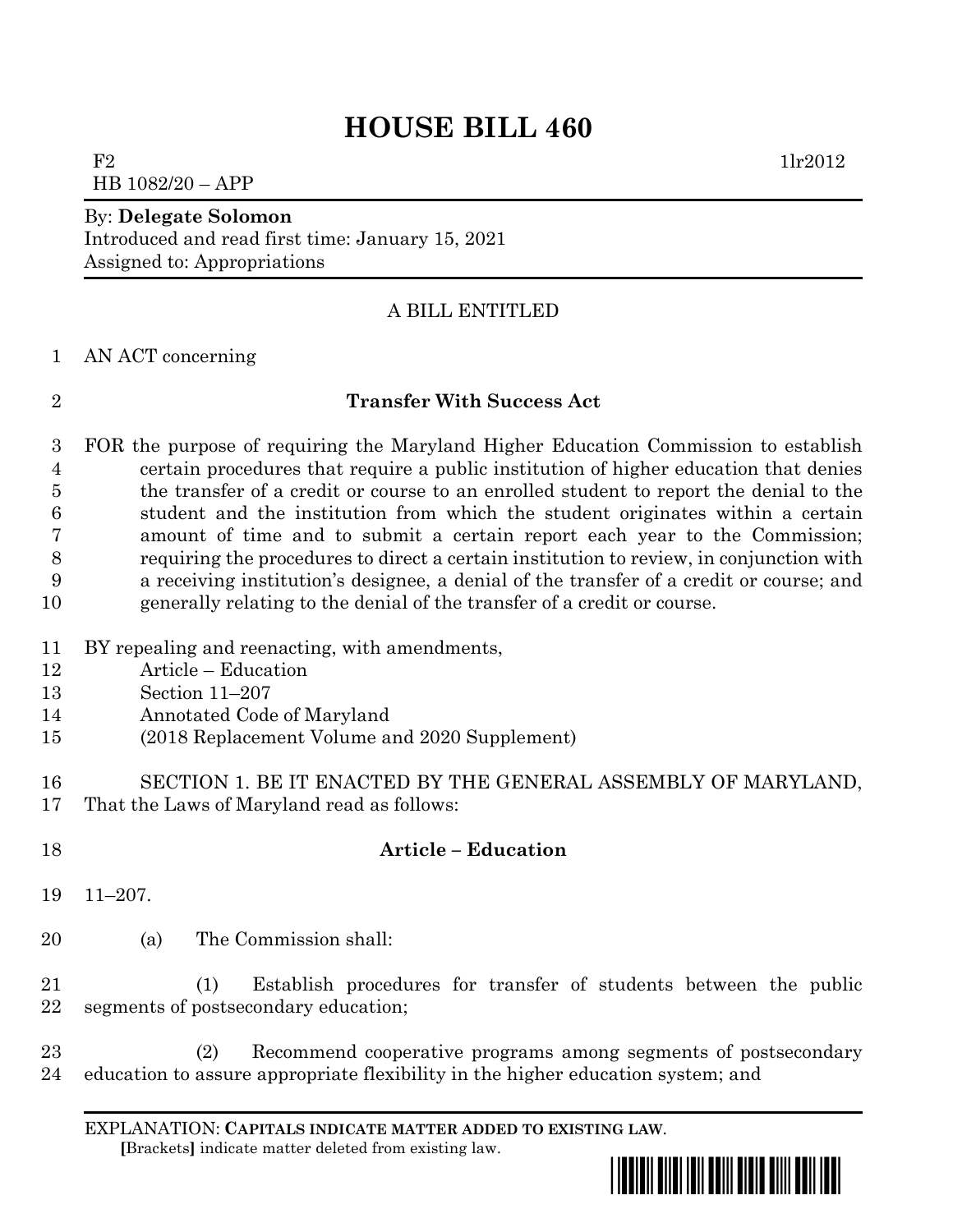# HOUSE BILL 460

F2 1lr2012
HB 1082/20 – APP

By: **Delegate Solomon**
Introduced and read first time: January 15, 2021
Assigned to: Appropriations

A BILL ENTITLED

AN ACT concerning

**Transfer With Success Act**

FOR the purpose of requiring the Maryland Higher Education Commission to establish certain procedures that require a public institution of higher education that denies the transfer of a credit or course to an enrolled student to report the denial to the student and the institution from which the student originates within a certain amount of time and to submit a certain report each year to the Commission; requiring the procedures to direct a certain institution to review, in conjunction with a receiving institution's designee, a denial of the transfer of a credit or course; and generally relating to the denial of the transfer of a credit or course.

BY repealing and reenacting, with amendments,
Article – Education
Section 11–207
Annotated Code of Maryland
(2018 Replacement Volume and 2020 Supplement)

SECTION 1. BE IT ENACTED BY THE GENERAL ASSEMBLY OF MARYLAND, That the Laws of Maryland read as follows:

**Article – Education**

11–207.

(a) The Commission shall:

(1) Establish procedures for transfer of students between the public segments of postsecondary education;

(2) Recommend cooperative programs among segments of postsecondary education to assure appropriate flexibility in the higher education system; and

EXPLANATION: **CAPITALS INDICATE MATTER ADDED TO EXISTING LAW**.
[Brackets] indicate matter deleted from existing law.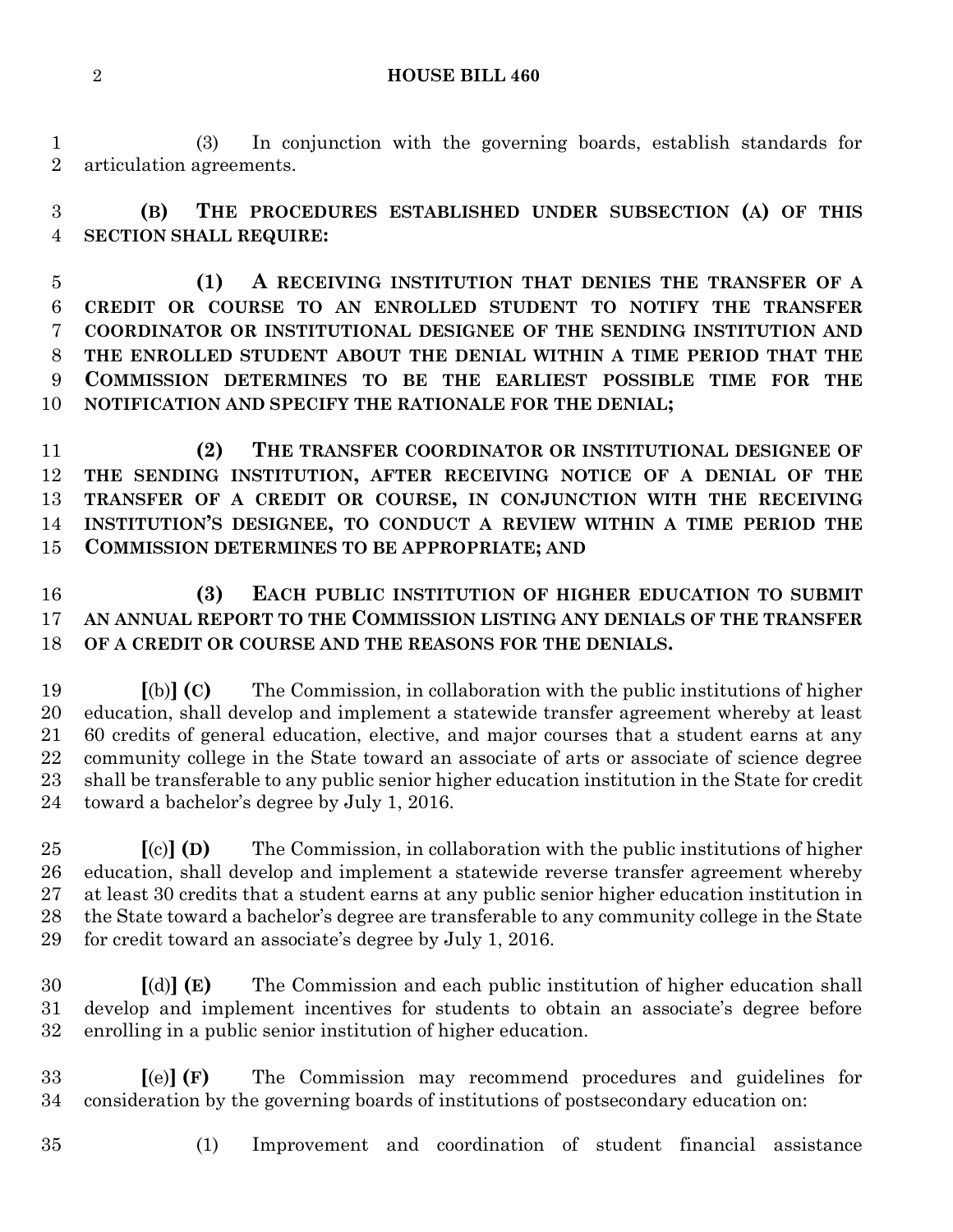(3) In conjunction with the governing boards, establish standards for articulation agreements.

**(B) THE PROCEDURES ESTABLISHED UNDER SUBSECTION (A) OF THIS SECTION SHALL REQUIRE:**

**(1) A RECEIVING INSTITUTION THAT DENIES THE TRANSFER OF A CREDIT OR COURSE TO AN ENROLLED STUDENT TO NOTIFY THE TRANSFER COORDINATOR OR INSTITUTIONAL DESIGNEE OF THE SENDING INSTITUTION AND THE ENROLLED STUDENT ABOUT THE DENIAL WITHIN A TIME PERIOD THAT THE COMMISSION DETERMINES TO BE THE EARLIEST POSSIBLE TIME FOR THE NOTIFICATION AND SPECIFY THE RATIONALE FOR THE DENIAL;**

**(2) THE TRANSFER COORDINATOR OR INSTITUTIONAL DESIGNEE OF THE SENDING INSTITUTION, AFTER RECEIVING NOTICE OF A DENIAL OF THE TRANSFER OF A CREDIT OR COURSE, IN CONJUNCTION WITH THE RECEIVING INSTITUTION'S DESIGNEE, TO CONDUCT A REVIEW WITHIN A TIME PERIOD THE COMMISSION DETERMINES TO BE APPROPRIATE; AND**

**(3) EACH PUBLIC INSTITUTION OF HIGHER EDUCATION TO SUBMIT AN ANNUAL REPORT TO THE COMMISSION LISTING ANY DENIALS OF THE TRANSFER OF A CREDIT OR COURSE AND THE REASONS FOR THE DENIALS.**

**[**(b)**] (C)** The Commission, in collaboration with the public institutions of higher education, shall develop and implement a statewide transfer agreement whereby at least 60 credits of general education, elective, and major courses that a student earns at any community college in the State toward an associate of arts or associate of science degree shall be transferable to any public senior higher education institution in the State for credit toward a bachelor's degree by July 1, 2016.

**[**(c)**] (D)** The Commission, in collaboration with the public institutions of higher education, shall develop and implement a statewide reverse transfer agreement whereby at least 30 credits that a student earns at any public senior higher education institution in the State toward a bachelor's degree are transferable to any community college in the State for credit toward an associate's degree by July 1, 2016.

**[**(d)**] (E)** The Commission and each public institution of higher education shall develop and implement incentives for students to obtain an associate's degree before enrolling in a public senior institution of higher education.

**[**(e)**] (F)** The Commission may recommend procedures and guidelines for consideration by the governing boards of institutions of postsecondary education on:

(1) Improvement and coordination of student financial assistance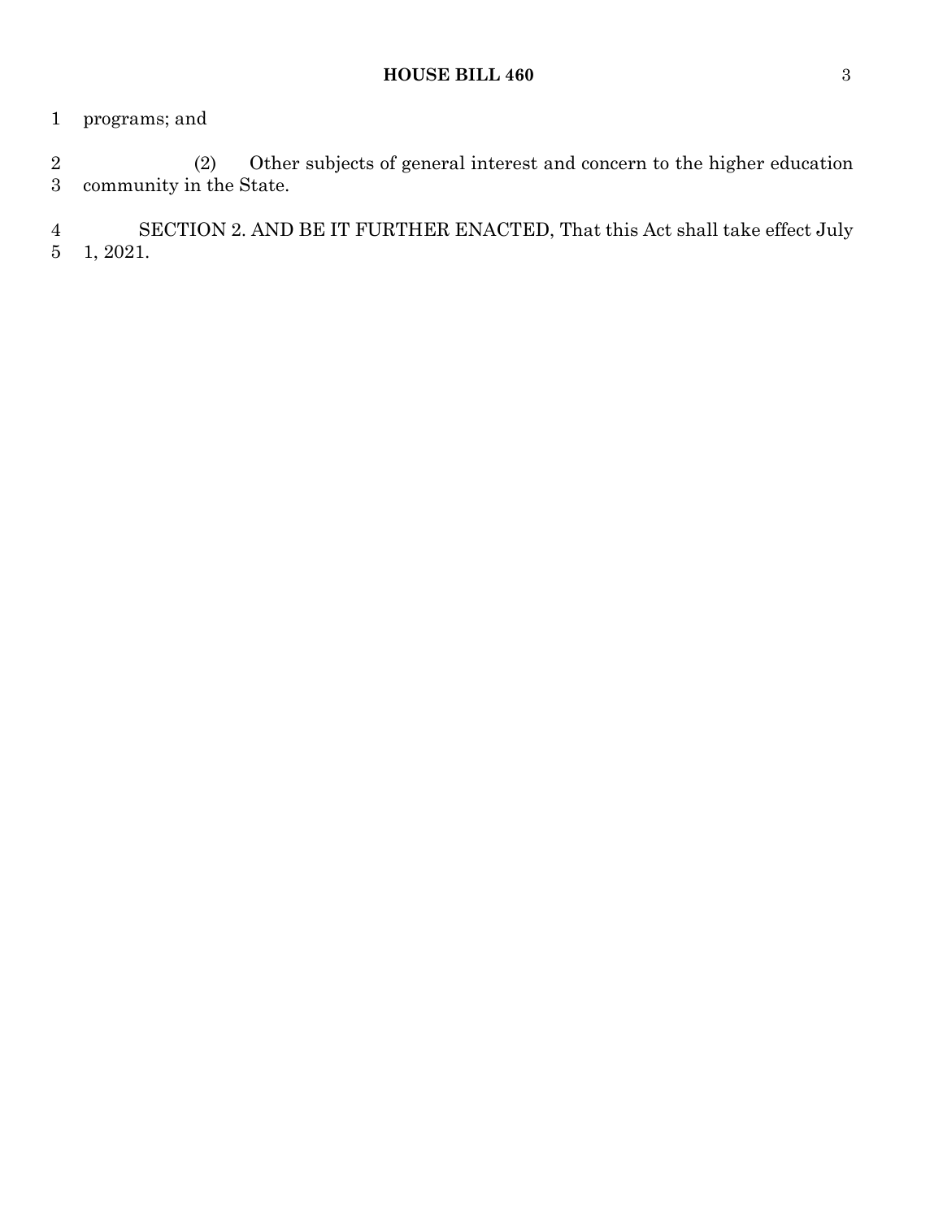programs; and

(2) Other subjects of general interest and concern to the higher education community in the State.

SECTION 2. AND BE IT FURTHER ENACTED, That this Act shall take effect July 1, 2021.